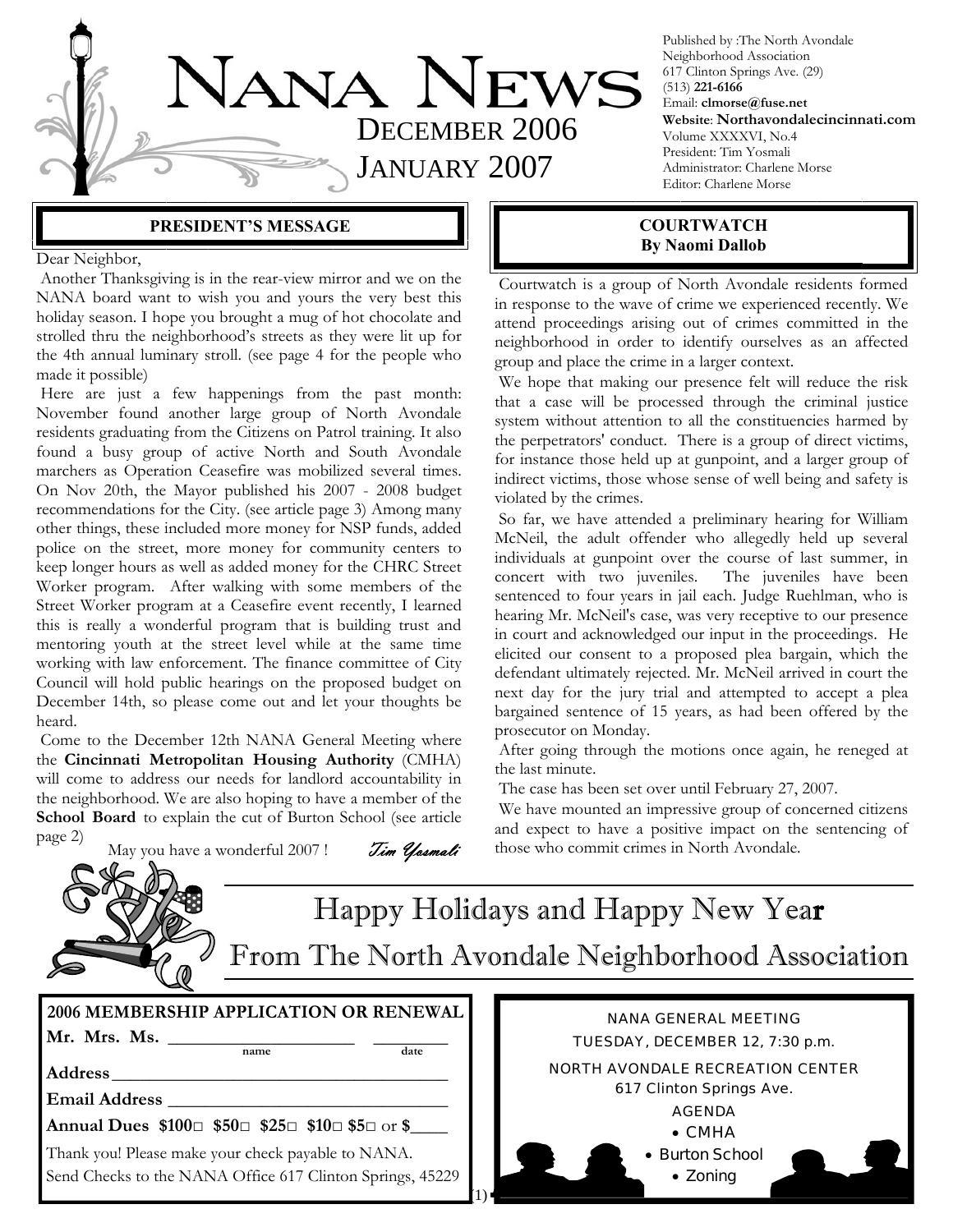# NANA NEWS

DECEMBER 2006
JANUARY 2007

Published by :The North Avondale Neighborhood Association
617 Clinton Springs Ave. (29)
(513) **221-6166**
Email: **clmorse@fuse.net**
**Website**: **Northavondalecincinnati.com**
Volume XXXXVI, No.4
President: Tim Yosmali
Administrator: Charlene Morse
Editor: Charlene Morse

## PRESIDENT'S MESSAGE

Dear Neighbor,

Another Thanksgiving is in the rear-view mirror and we on the NANA board want to wish you and yours the very best this holiday season. I hope you brought a mug of hot chocolate and strolled thru the neighborhood's streets as they were lit up for the 4th annual luminary stroll. (see page 4 for the people who made it possible)

Here are just a few happenings from the past month: November found another large group of North Avondale residents graduating from the Citizens on Patrol training. It also found a busy group of active North and South Avondale marchers as Operation Ceasefire was mobilized several times. On Nov 20th, the Mayor published his 2007 - 2008 budget recommendations for the City. (see article page 3) Among many other things, these included more money for NSP funds, added police on the street, more money for community centers to keep longer hours as well as added money for the CHRC Street Worker program. After walking with some members of the Street Worker program at a Ceasefire event recently, I learned this is really a wonderful program that is building trust and mentoring youth at the street level while at the same time working with law enforcement. The finance committee of City Council will hold public hearings on the proposed budget on December 14th, so please come out and let your thoughts be heard.

Come to the December 12th NANA General Meeting where the **Cincinnati Metropolitan Housing Authority** (CMHA) will come to address our needs for landlord accountability in the neighborhood. We are also hoping to have a member of the **School Board** to explain the cut of Burton School (see article page 2)

May you have a wonderful 2007 !

*Tim Yosmali*

## COURTWATCH
### By Naomi Dallob

Courtwatch is a group of North Avondale residents formed in response to the wave of crime we experienced recently. We attend proceedings arising out of crimes committed in the neighborhood in order to identify ourselves as an affected group and place the crime in a larger context.

We hope that making our presence felt will reduce the risk that a case will be processed through the criminal justice system without attention to all the constituencies harmed by the perpetrators' conduct. There is a group of direct victims, for instance those held up at gunpoint, and a larger group of indirect victims, those whose sense of well being and safety is violated by the crimes.

So far, we have attended a preliminary hearing for William McNeil, the adult offender who allegedly held up several individuals at gunpoint over the course of last summer, in concert with two juveniles. The juveniles have been sentenced to four years in jail each. Judge Ruehlman, who is hearing Mr. McNeil's case, was very receptive to our presence in court and acknowledged our input in the proceedings. He elicited our consent to a proposed plea bargain, which the defendant ultimately rejected. Mr. McNeil arrived in court the next day for the jury trial and attempted to accept a plea bargained sentence of 15 years, as had been offered by the prosecutor on Monday.

After going through the motions once again, he reneged at the last minute.

The case has been set over until February 27, 2007.

We have mounted an impressive group of concerned citizens and expect to have a positive impact on the sentencing of those who commit crimes in North Avondale.

## Happy Holidays and Happy New Year
## From The North Avondale Neighborhood Association

**2006 MEMBERSHIP APPLICATION OR RENEWAL**

**Mr. Mrs. Ms.** ____________________ ________
name date

**Address** ______________________________________

**Email Address** _________________________________

**Annual Dues $100□ $50□ $25□ $10□ $5□ or $____**

Thank you! Please make your check payable to NANA.
Send Checks to the NANA Office 617 Clinton Springs, 45229

NANA GENERAL MEETING
TUESDAY, DECEMBER 12, 7:30 p.m.
NORTH AVONDALE RECREATION CENTER
617 Clinton Springs Ave.

AGENDA
- CMHA
- Burton School
- Zoning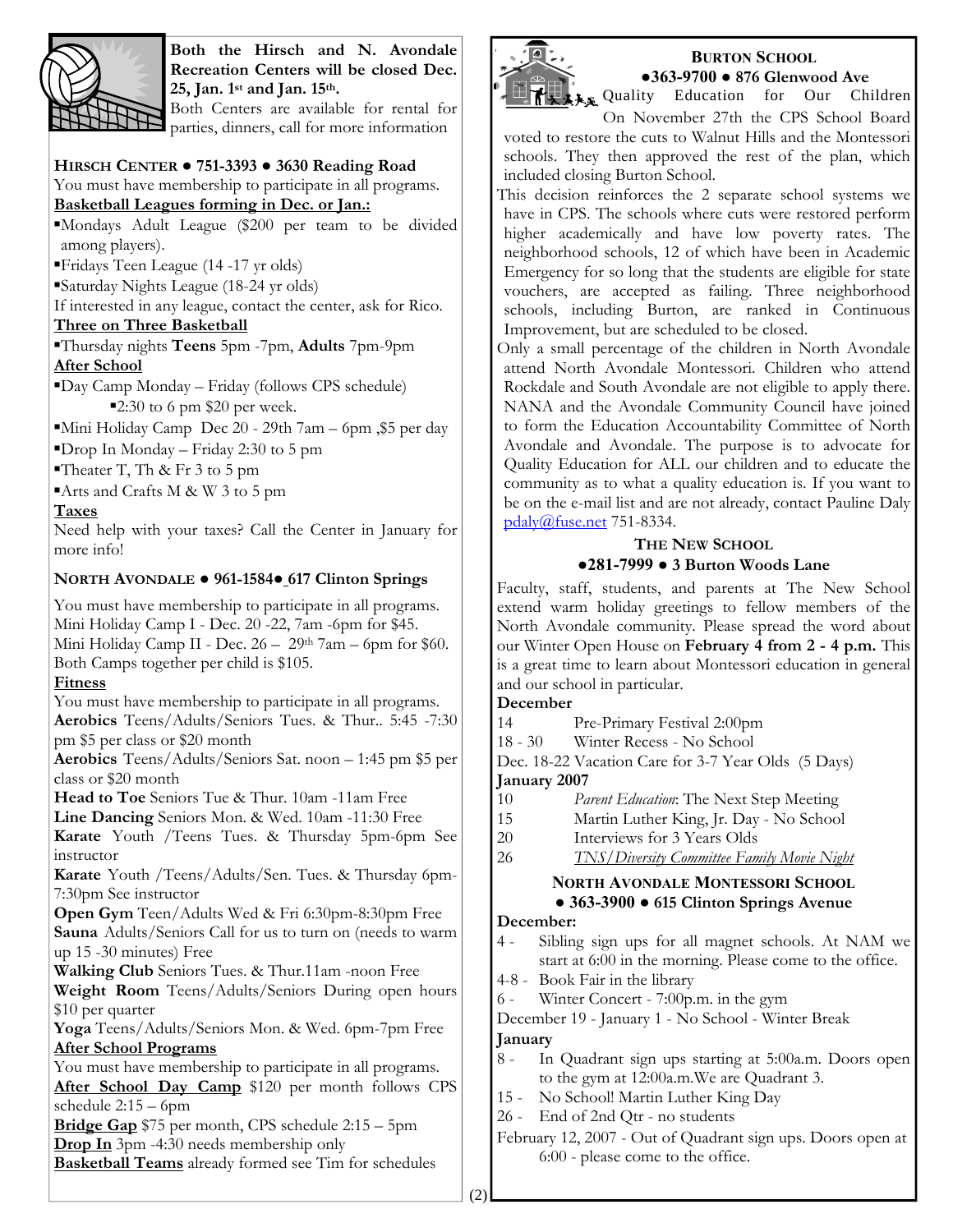Both the Hirsch and N. Avondale Recreation Centers will be closed Dec. 25, Jan. 1st and Jan. 15th.

Both Centers are available for rental for parties, dinners, call for more information

### HIRSCH CENTER ● 751-3393 ● 3630 Reading Road

You must have membership to participate in all programs.

**Basketball Leagues forming in Dec. or Jan.:**

- Mondays Adult League ($200 per team to be divided among players).
- Fridays Teen League (14 -17 yr olds)
- Saturday Nights League (18-24 yr olds)

If interested in any league, contact the center, ask for Rico.

**Three on Three Basketball**

- Thursday nights **Teens** 5pm -7pm, **Adults** 7pm-9pm

**After School**

- Day Camp Monday – Friday (follows CPS schedule)
  - 2:30 to 6 pm $20 per week.
- Mini Holiday Camp Dec 20 - 29th 7am – 6pm ,$5 per day
- Drop In Monday – Friday 2:30 to 5 pm
- Theater T, Th & Fr 3 to 5 pm
- Arts and Crafts M & W 3 to 5 pm

**Taxes**

Need help with your taxes? Call the Center in January for more info!

### NORTH AVONDALE ● 961-1584● 617 Clinton Springs

You must have membership to participate in all programs.
Mini Holiday Camp I - Dec. 20 -22, 7am -6pm for $45.
Mini Holiday Camp II - Dec. 26 – 29th 7am – 6pm for $60.
Both Camps together per child is $105.

**Fitness**

You must have membership to participate in all programs.

**Aerobics** Teens/Adults/Seniors Tues. & Thur.. 5:45 -7:30 pm $5 per class or $20 month

**Aerobics** Teens/Adults/Seniors Sat. noon – 1:45 pm $5 per class or $20 month

**Head to Toe** Seniors Tue & Thur. 10am -11am Free

**Line Dancing** Seniors Mon. & Wed. 10am -11:30 Free

**Karate** Youth /Teens Tues. & Thursday 5pm-6pm See instructor

**Karate** Youth /Teens/Adults/Sen. Tues. & Thursday 6pm-7:30pm See instructor

**Open Gym** Teen/Adults Wed & Fri 6:30pm-8:30pm Free

**Sauna** Adults/Seniors Call for us to turn on (needs to warm up 15 -30 minutes) Free

**Walking Club** Seniors Tues. & Thur.11am -noon Free

**Weight Room** Teens/Adults/Seniors During open hours $10 per quarter

**Yoga** Teens/Adults/Seniors Mon. & Wed. 6pm-7pm Free

**After School Programs**

You must have membership to participate in all programs.

**After School Day Camp** $120 per month follows CPS schedule 2:15 – 6pm

**Bridge Gap** $75 per month, CPS schedule 2:15 – 5pm

**Drop In** 3pm -4:30 needs membership only

**Basketball Teams** already formed see Tim for schedules

### BURTON SCHOOL
### ●363-9700 ● 876 Glenwood Ave

Quality Education for Our Children

On November 27th the CPS School Board voted to restore the cuts to Walnut Hills and the Montessori schools. They then approved the rest of the plan, which included closing Burton School.

This decision reinforces the 2 separate school systems we have in CPS. The schools where cuts were restored perform higher academically and have low poverty rates. The neighborhood schools, 12 of which have been in Academic Emergency for so long that the students are eligible for state vouchers, are accepted as failing. Three neighborhood schools, including Burton, are ranked in Continuous Improvement, but are scheduled to be closed.

Only a small percentage of the children in North Avondale attend North Avondale Montessori. Children who attend Rockdale and South Avondale are not eligible to apply there. NANA and the Avondale Community Council have joined to form the Education Accountability Committee of North Avondale and Avondale. The purpose is to advocate for Quality Education for ALL our children and to educate the community as to what a quality education is. If you want to be on the e-mail list and are not already, contact Pauline Daly pdaly@fuse.net 751-8334.

### THE NEW SCHOOL
### ●281-7999 ● 3 Burton Woods Lane

Faculty, staff, students, and parents at The New School extend warm holiday greetings to fellow members of the North Avondale community. Please spread the word about our Winter Open House on **February 4 from 2 - 4 p.m.** This is a great time to learn about Montessori education in general and our school in particular.

**December**

14 Pre-Primary Festival 2:00pm
18 - 30 Winter Recess - No School
Dec. 18-22 Vacation Care for 3-7 Year Olds (5 Days)

**January 2007**

10 *Parent Education*: The Next Step Meeting
15 Martin Luther King, Jr. Day - No School
20 Interviews for 3 Years Olds
26 *TNS/Diversity Committee Family Movie Night*

### NORTH AVONDALE MONTESSORI SCHOOL
### ● 363-3900 ● 615 Clinton Springs Avenue

**December:**

4 - Sibling sign ups for all magnet schools. At NAM we start at 6:00 in the morning. Please come to the office.
4-8 - Book Fair in the library
6 - Winter Concert - 7:00p.m. in the gym
December 19 - January 1 - No School - Winter Break

**January**

8 - In Quadrant sign ups starting at 5:00a.m. Doors open to the gym at 12:00a.m.We are Quadrant 3.
15 - No School! Martin Luther King Day
26 - End of 2nd Qtr - no students

February 12, 2007 - Out of Quadrant sign ups. Doors open at 6:00 - please come to the office.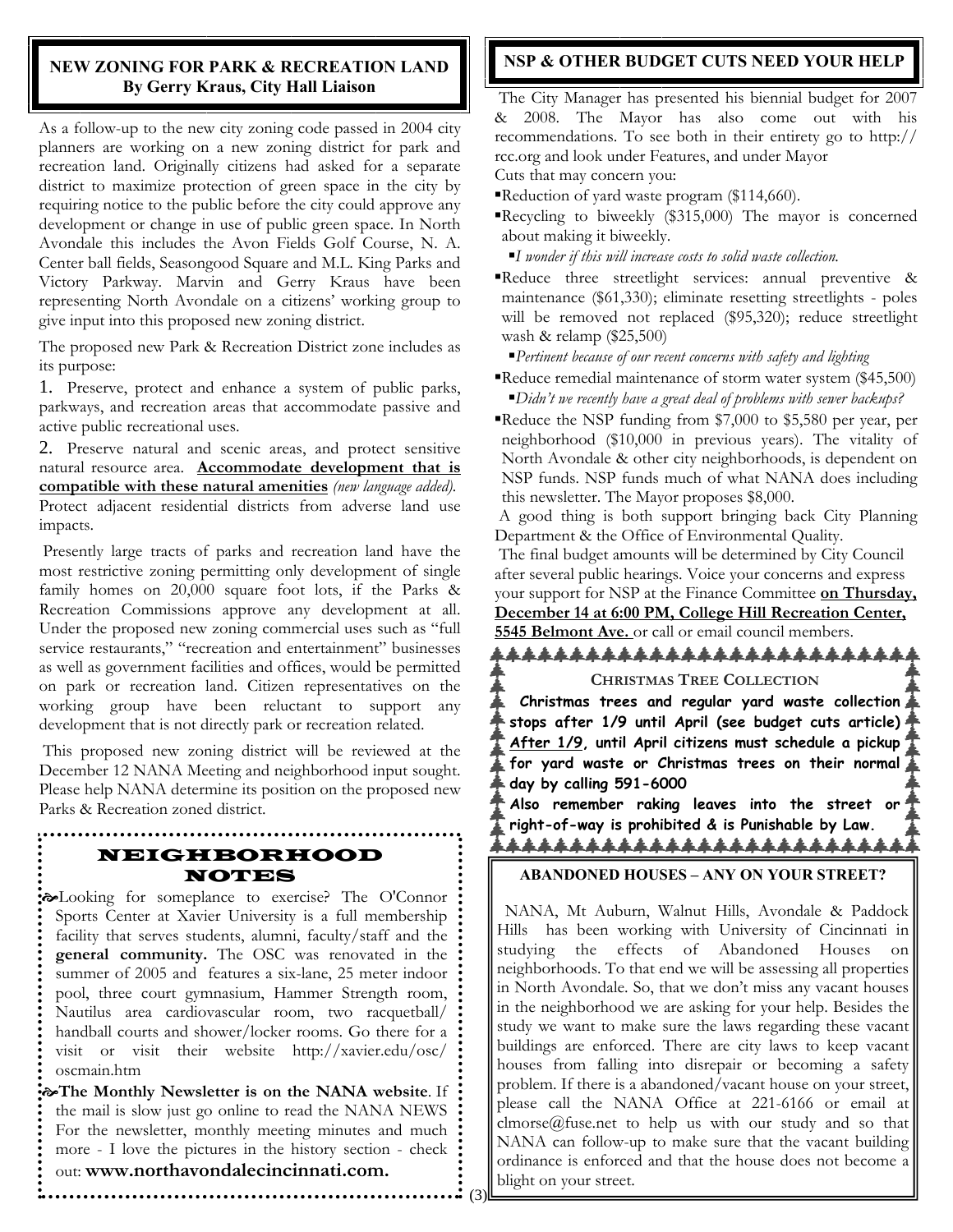## NEW ZONING FOR PARK & RECREATION LAND
**By Gerry Kraus, City Hall Liaison**

As a follow-up to the new city zoning code passed in 2004 city planners are working on a new zoning district for park and recreation land. Originally citizens had asked for a separate district to maximize protection of green space in the city by requiring notice to the public before the city could approve any development or change in use of public green space. In North Avondale this includes the Avon Fields Golf Course, N. A. Center ball fields, Seasongood Square and M.L. King Parks and Victory Parkway. Marvin and Gerry Kraus have been representing North Avondale on a citizens' working group to give input into this proposed new zoning district.

The proposed new Park & Recreation District zone includes as its purpose:

1. Preserve, protect and enhance a system of public parks, parkways, and recreation areas that accommodate passive and active public recreational uses.

2. Preserve natural and scenic areas, and protect sensitive natural resource area. **Accommodate development that is compatible with these natural amenities** *(new language added).* Protect adjacent residential districts from adverse land use impacts.

Presently large tracts of parks and recreation land have the most restrictive zoning permitting only development of single family homes on 20,000 square foot lots, if the Parks & Recreation Commissions approve any development at all. Under the proposed new zoning commercial uses such as "full service restaurants," "recreation and entertainment" businesses as well as government facilities and offices, would be permitted on park or recreation land. Citizen representatives on the working group have been reluctant to support any development that is not directly park or recreation related.

This proposed new zoning district will be reviewed at the December 12 NANA Meeting and neighborhood input sought. Please help NANA determine its position on the proposed new Parks & Recreation zoned district.

## NEIGHBORHOOD NOTES

- Looking for someplance to exercise? The O'Connor Sports Center at Xavier University is a full membership facility that serves students, alumni, faculty/staff and the **general community.** The OSC was renovated in the summer of 2005 and features a six-lane, 25 meter indoor pool, three court gymnasium, Hammer Strength room, Nautilus area cardiovascular room, two racquetball/ handball courts and shower/locker rooms. Go there for a visit or visit their website http://xavier.edu/osc/oscmain.htm

- **The Monthly Newsletter is on the NANA website**. If the mail is slow just go online to read the NANA NEWS For the newsletter, monthly meeting minutes and much more - I love the pictures in the history section - check out: **www.northavondalecincinnati.com.**

## NSP & OTHER BUDGET CUTS NEED YOUR HELP

The City Manager has presented his biennial budget for 2007 & 2008. The Mayor has also come out with his recommendations. To see both in their entirety go to http://rcc.org and look under Features, and under Mayor

Cuts that may concern you:

- Reduction of yard waste program ($114,660).
- Recycling to biweekly ($315,000) The mayor is concerned about making it biweekly.
  - *I wonder if this will increase costs to solid waste collection.*
- Reduce three streetlight services: annual preventive & maintenance ($61,330); eliminate resetting streetlights - poles will be removed not replaced ($95,320); reduce streetlight wash & relamp ($25,500)
  - *Pertinent because of our recent concerns with safety and lighting*
- Reduce remedial maintenance of storm water system ($45,500)
  - *Didn't we recently have a great deal of problems with sewer backups?*
- Reduce the NSP funding from $7,000 to $5,580 per year, per neighborhood ($10,000 in previous years). The vitality of North Avondale & other city neighborhoods, is dependent on NSP funds. NSP funds much of what NANA does including this newsletter. The Mayor proposes $8,000.

A good thing is both support bringing back City Planning Department & the Office of Environmental Quality.

The final budget amounts will be determined by City Council after several public hearings. Voice your concerns and express your support for NSP at the Finance Committee **on Thursday, December 14 at 6:00 PM, College Hill Recreation Center, 5545 Belmont Ave.** or call or email council members.

### CHRISTMAS TREE COLLECTION

**Christmas trees and regular yard waste collection stops after 1/9 until April (see budget cuts article) After 1/9, until April citizens must schedule a pickup for yard waste or Christmas trees on their normal day by calling 591-6000**

**Also remember raking leaves into the street or right-of-way is prohibited & is Punishable by Law.**

## ABANDONED HOUSES – ANY ON YOUR STREET?

NANA, Mt Auburn, Walnut Hills, Avondale & Paddock Hills has been working with University of Cincinnati in studying the effects of Abandoned Houses on neighborhoods. To that end we will be assessing all properties in North Avondale. So, that we don't miss any vacant houses in the neighborhood we are asking for your help. Besides the study we want to make sure the laws regarding these vacant buildings are enforced. There are city laws to keep vacant houses from falling into disrepair or becoming a safety problem. If there is a abandoned/vacant house on your street, please call the NANA Office at 221-6166 or email at clmorse@fuse.net to help us with our study and so that NANA can follow-up to make sure that the vacant building ordinance is enforced and that the house does not become a blight on your street.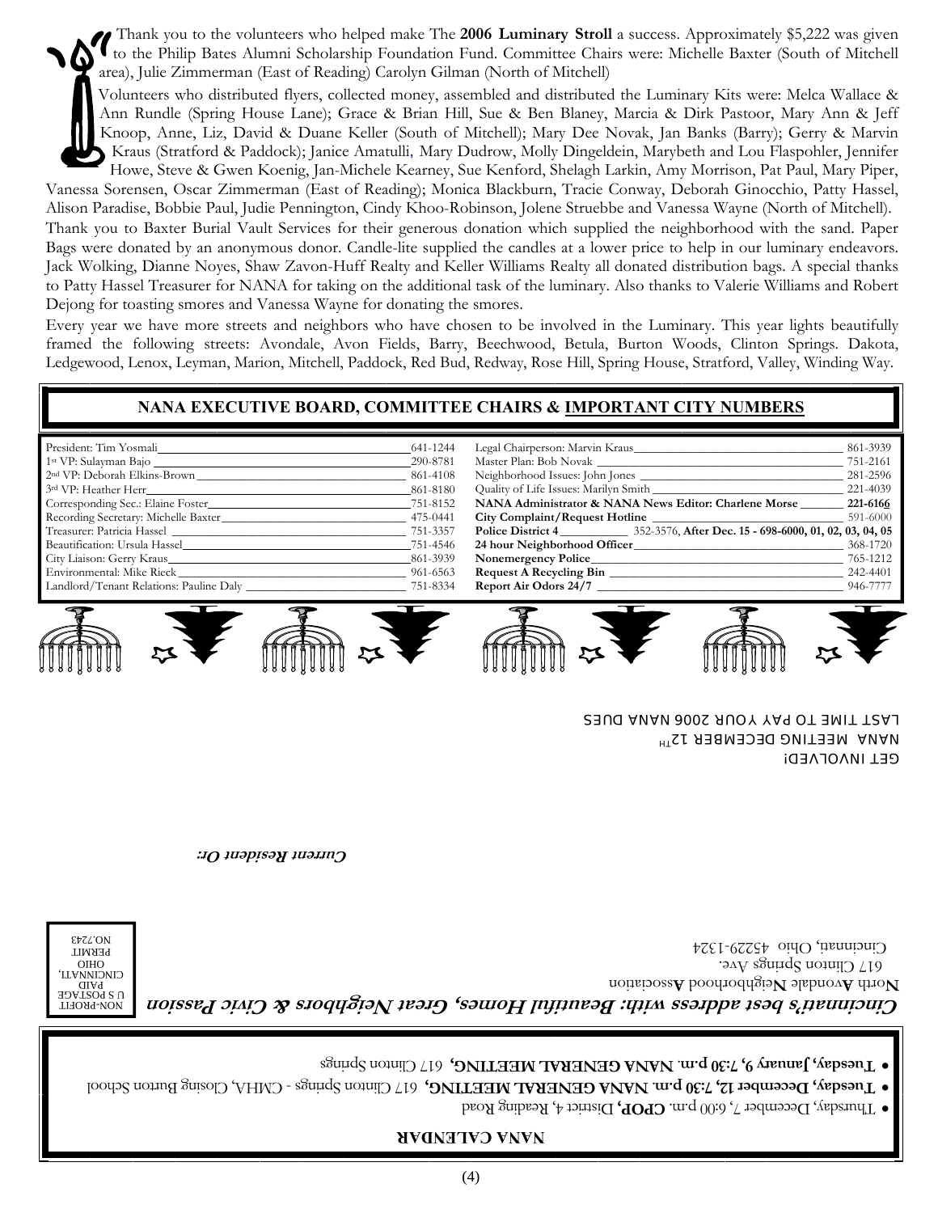Thank you to the volunteers who helped make The **2006 Luminary Stroll** a success. Approximately $5,222 was given to the Philip Bates Alumni Scholarship Foundation Fund. Committee Chairs were: Michelle Baxter (South of Mitchell area), Julie Zimmerman (East of Reading) Carolyn Gilman (North of Mitchell)

Volunteers who distributed flyers, collected money, assembled and distributed the Luminary Kits were: Melca Wallace & Ann Rundle (Spring House Lane); Grace & Brian Hill, Sue & Ben Blaney, Marcia & Dirk Pastoor, Mary Ann & Jeff Knoop, Anne, Liz, David & Duane Keller (South of Mitchell); Mary Dee Novak, Jan Banks (Barry); Gerry & Marvin Kraus (Stratford & Paddock); Janice Amatulli, Mary Dudrow, Molly Dingeldein, Marybeth and Lou Flaspohler, Jennifer Howe, Steve & Gwen Koenig, Jan-Michele Kearney, Sue Kenford, Shelagh Larkin, Amy Morrison, Pat Paul, Mary Piper, Vanessa Sorensen, Oscar Zimmerman (East of Reading); Monica Blackburn, Tracie Conway, Deborah Ginocchio, Patty Hassel, Alison Paradise, Bobbie Paul, Judie Pennington, Cindy Khoo-Robinson, Jolene Struebbe and Vanessa Wayne (North of Mitchell).

Thank you to Baxter Burial Vault Services for their generous donation which supplied the neighborhood with the sand. Paper Bags were donated by an anonymous donor. Candle-lite supplied the candles at a lower price to help in our luminary endeavors. Jack Wolking, Dianne Noyes, Shaw Zavon-Huff Realty and Keller Williams Realty all donated distribution bags. A special thanks to Patty Hassel Treasurer for NANA for taking on the additional task of the luminary. Also thanks to Valerie Williams and Robert Dejong for toasting smores and Vanessa Wayne for donating the smores.

Every year we have more streets and neighbors who have chosen to be involved in the Luminary. This year lights beautifully framed the following streets: Avondale, Avon Fields, Barry, Beechwood, Betula, Burton Woods, Clinton Springs. Dakota, Ledgewood, Lenox, Leyman, Marion, Mitchell, Paddock, Red Bud, Redway, Rose Hill, Spring House, Stratford, Valley, Winding Way.

## NANA EXECUTIVE BOARD, COMMITTEE CHAIRS & IMPORTANT CITY NUMBERS

| | | | |
|---|---|---|---|
| President: Tim Yosmali | 641-1244 | Legal Chairperson: Marvin Kraus | 861-3939 |
| 1st VP: Sulayman Bajo | 290-8781 | Master Plan: Bob Novak | 751-2161 |
| 2nd VP: Deborah Elkins-Brown | 861-4108 | Neighborhood Issues: John Jones | 281-2596 |
| 3rd VP: Heather Herr | 861-8180 | Quality of Life Issues: Marilyn Smith | 221-4039 |
| Corresponding Sec.: Elaine Foster | 751-8152 | **NANA Administrator & NANA News Editor: Charlene Morse** | **221-6166** |
| Recording Secretary: Michelle Baxter | 475-0441 | **City Complaint/Request Hotline** | 591-6000 |
| Treasurer: Patricia Hassel | 751-3357 | **Police District 4** | 352-3576, **After Dec. 15 - 698-6000, 01, 02, 03, 04, 05** |
| Beautification: Ursula Hassel | 751-4546 | **24 hour Neighborhood Officer** | 368-1720 |
| City Liaison: Gerry Kraus | 861-3939 | **Nonemergency Police** | 765-1212 |
| Environmental: Mike Rieck | 961-6563 | **Request A Recycling Bin** | 242-4401 |
| Landlord/Tenant Relations: Pauline Daly | 751-8334 | **Report Air Odors 24/7** | 946-7777 |

GET INVOLVED!
NANA MEETING DECEMBER 12TH
LAST TIME TO PAY YOUR 2006 NANA DUES

***Current Resident Or:***

***Cincinnati's best address with: Beautiful Homes, Great Neighbors & Civic Passion***

North Avondale Neighborhood Association
617 Clinton Springs Ave.
Cincinnati, Ohio 45229-1324

NON-PROFIT
U S POSTAGE
PAID
CINCINNATI, OHIO
PERMIT
NO.7243

**NANA CALENDAR**

- Thursday, December 7, 6:00 p.m. **CPOP,** District 4, Reading Road
- **Tuesday, December 12, 7:30 p.m. NANA GENERAL MEETING,** 617 Clinton Springs - CMHA, Closing Burton School
- **Tuesday, January 9, 7:30 p.m. NANA GENERAL MEETING,** 617 Clinton Springs